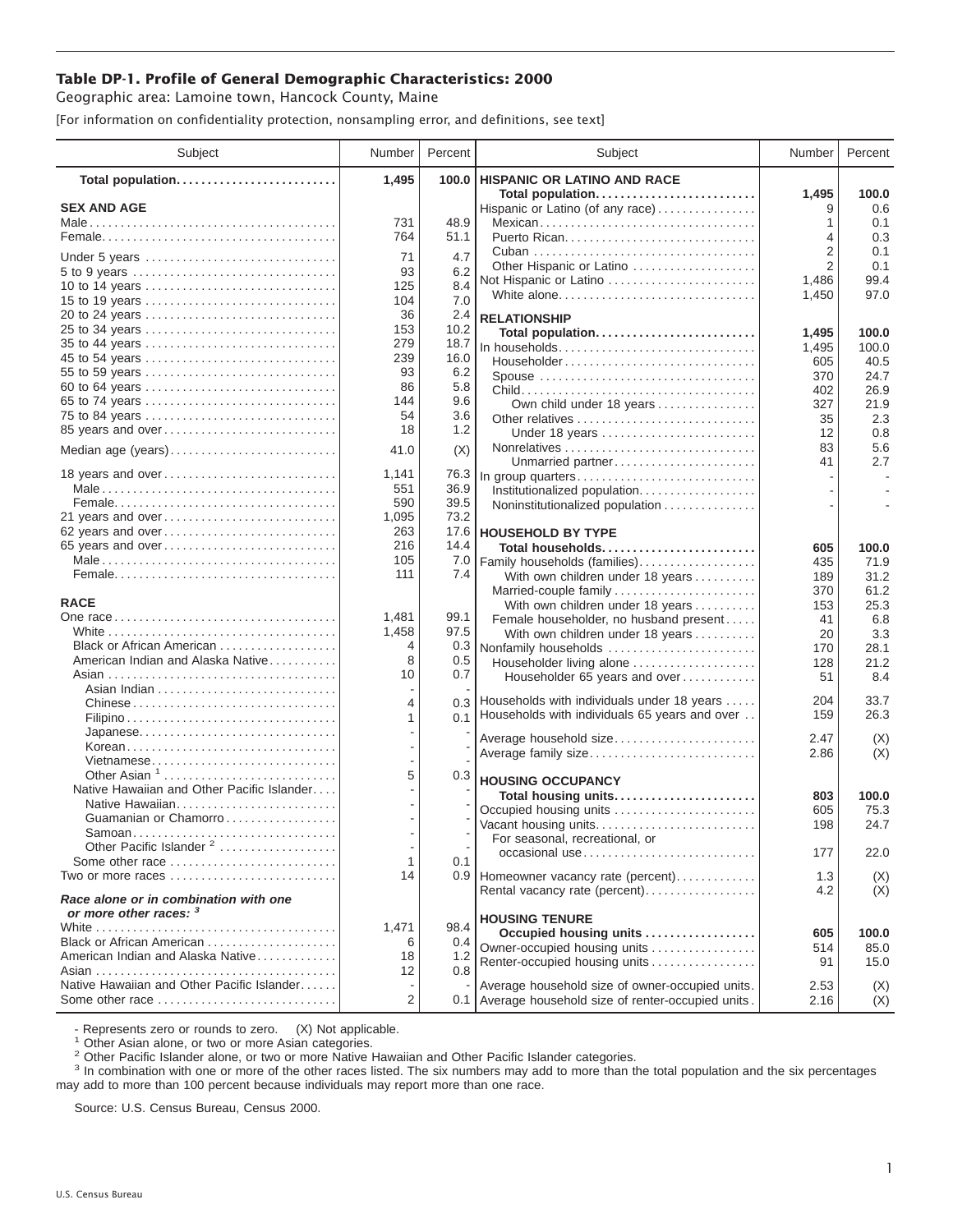# Table DP-1. Profile of General Demographic Characteristics: 2000

Geographic area: Lamoine town, Hancock County, Maine

[For information on confidentiality protection, nonsampling error, and definitions, see text]

| Subject | Number | Percent |
|---|---|---|
| **Total population** | **1,495** | **100.0** |
| **SEX AND AGE** | | |
| Male | 731 | 48.9 |
| Female | 764 | 51.1 |
| Under 5 years | 71 | 4.7 |
| 5 to 9 years | 93 | 6.2 |
| 10 to 14 years | 125 | 8.4 |
| 15 to 19 years | 104 | 7.0 |
| 20 to 24 years | 36 | 2.4 |
| 25 to 34 years | 153 | 10.2 |
| 35 to 44 years | 279 | 18.7 |
| 45 to 54 years | 239 | 16.0 |
| 55 to 59 years | 93 | 6.2 |
| 60 to 64 years | 86 | 5.8 |
| 65 to 74 years | 144 | 9.6 |
| 75 to 84 years | 54 | 3.6 |
| 85 years and over | 18 | 1.2 |
| Median age (years) | 41.0 | (X) |
| 18 years and over | 1,141 | 76.3 |
| Male | 551 | 36.9 |
| Female | 590 | 39.5 |
| 21 years and over | 1,095 | 73.2 |
| 62 years and over | 263 | 17.6 |
| 65 years and over | 216 | 14.4 |
| Male | 105 | 7.0 |
| Female | 111 | 7.4 |
| **RACE** | | |
| One race | 1,481 | 99.1 |
| White | 1,458 | 97.5 |
| Black or African American | 4 | 0.3 |
| American Indian and Alaska Native | 8 | 0.5 |
| Asian | 10 | 0.7 |
| Asian Indian | - | - |
| Chinese | 4 | 0.3 |
| Filipino | 1 | 0.1 |
| Japanese | - | - |
| Korean | - | - |
| Vietnamese | - | - |
| Other Asian [1] | 5 | 0.3 |
| Native Hawaiian and Other Pacific Islander | - | - |
| Native Hawaiian | - | - |
| Guamanian or Chamorro | - | - |
| Samoan | - | - |
| Other Pacific Islander [2] | - | - |
| Some other race | 1 | 0.1 |
| Two or more races | 14 | 0.9 |
| ***Race alone or in combination with one or more other races:*** [3] | | |
| White | 1,471 | 98.4 |
| Black or African American | 6 | 0.4 |
| American Indian and Alaska Native | 18 | 1.2 |
| Asian | 12 | 0.8 |
| Native Hawaiian and Other Pacific Islander | - | - |
| Some other race | 2 | 0.1 |
| **HISPANIC OR LATINO AND RACE** | | |
| **Total population** | **1,495** | **100.0** |
| Hispanic or Latino (of any race) | 9 | 0.6 |
| Mexican | 1 | 0.1 |
| Puerto Rican | 4 | 0.3 |
| Cuban | 2 | 0.1 |
| Other Hispanic or Latino | 2 | 0.1 |
| Not Hispanic or Latino | 1,486 | 99.4 |
| White alone | 1,450 | 97.0 |
| **RELATIONSHIP** | | |
| **Total population** | **1,495** | **100.0** |
| In households | 1,495 | 100.0 |
| Householder | 605 | 40.5 |
| Spouse | 370 | 24.7 |
| Child | 402 | 26.9 |
| Own child under 18 years | 327 | 21.9 |
| Other relatives | 35 | 2.3 |
| Under 18 years | 12 | 0.8 |
| Nonrelatives | 83 | 5.6 |
| Unmarried partner | 41 | 2.7 |
| In group quarters | - | - |
| Institutionalized population | - | - |
| Noninstitutionalized population | - | - |
| **HOUSEHOLD BY TYPE** | | |
| **Total households** | **605** | **100.0** |
| Family households (families) | 435 | 71.9 |
| With own children under 18 years | 189 | 31.2 |
| Married-couple family | 370 | 61.2 |
| With own children under 18 years | 153 | 25.3 |
| Female householder, no husband present | 41 | 6.8 |
| With own children under 18 years | 20 | 3.3 |
| Nonfamily households | 170 | 28.1 |
| Householder living alone | 128 | 21.2 |
| Householder 65 years and over | 51 | 8.4 |
| Households with individuals under 18 years | 204 | 33.7 |
| Households with individuals 65 years and over | 159 | 26.3 |
| Average household size | 2.47 | (X) |
| Average family size | 2.86 | (X) |
| **HOUSING OCCUPANCY** | | |
| **Total housing units** | **803** | **100.0** |
| Occupied housing units | 605 | 75.3 |
| Vacant housing units | 198 | 24.7 |
| For seasonal, recreational, or occasional use | 177 | 22.0 |
| Homeowner vacancy rate (percent) | 1.3 | (X) |
| Rental vacancy rate (percent) | 4.2 | (X) |
| **HOUSING TENURE** | | |
| **Occupied housing units** | **605** | **100.0** |
| Owner-occupied housing units | 514 | 85.0 |
| Renter-occupied housing units | 91 | 15.0 |
| Average household size of owner-occupied units | 2.53 | (X) |
| Average household size of renter-occupied units | 2.16 | (X) |

- Represents zero or rounds to zero. (X) Not applicable.

[1] Other Asian alone, or two or more Asian categories.

[2] Other Pacific Islander alone, or two or more Native Hawaiian and Other Pacific Islander categories.

[3] In combination with one or more of the other races listed. The six numbers may add to more than the total population and the six percentages may add to more than 100 percent because individuals may report more than one race.

Source: U.S. Census Bureau, Census 2000.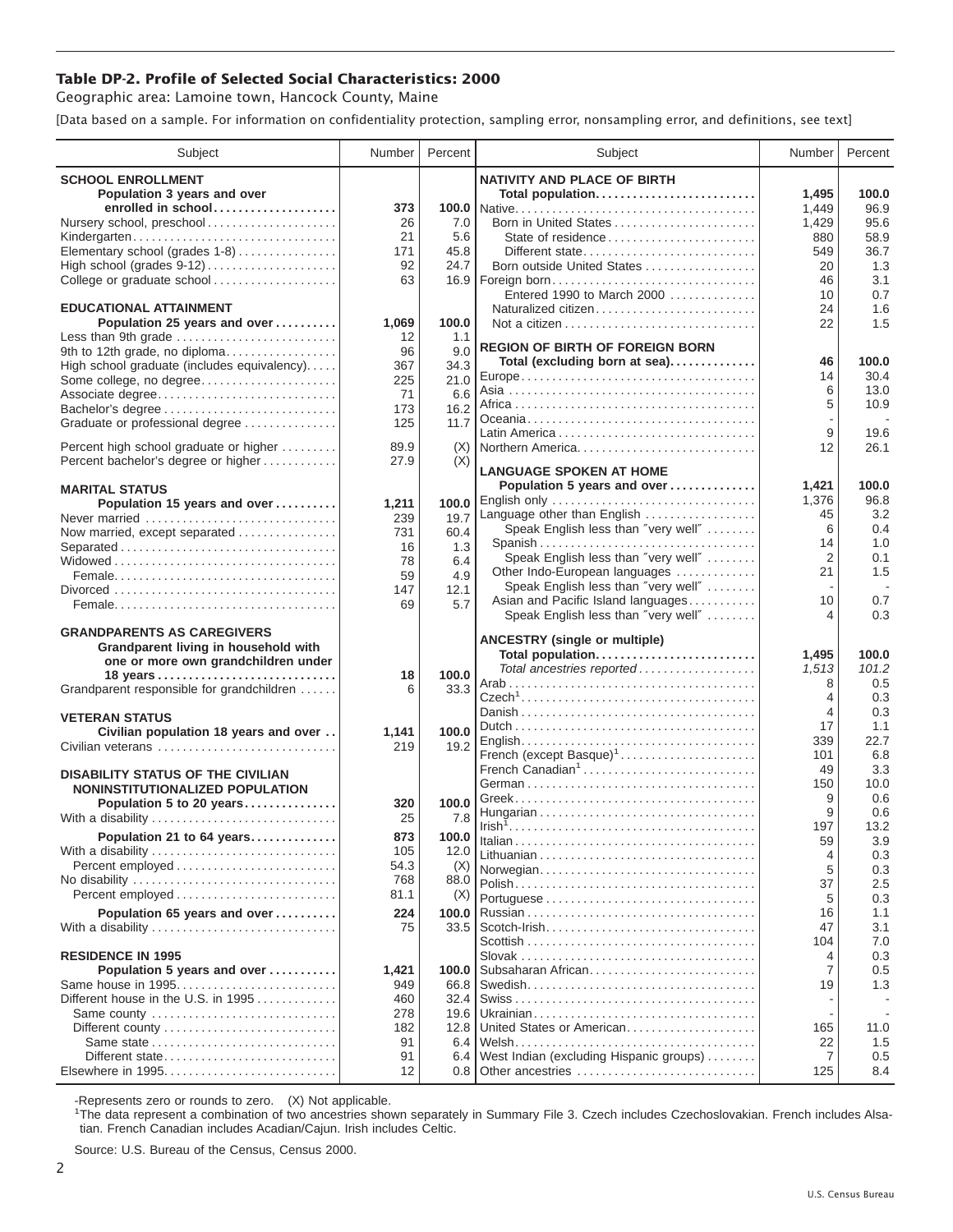## Table DP-2. Profile of Selected Social Characteristics: 2000

Geographic area: Lamoine town, Hancock County, Maine

[Data based on a sample. For information on confidentiality protection, sampling error, nonsampling error, and definitions, see text]

| Subject | Number | Percent |
|---|---|---|
| **SCHOOL ENROLLMENT** | | |
| **Population 3 years and over enrolled in school** | **373** | **100.0** |
| Nursery school, preschool | 26 | 7.0 |
| Kindergarten | 21 | 5.6 |
| Elementary school (grades 1-8) | 171 | 45.8 |
| High school (grades 9-12) | 92 | 24.7 |
| College or graduate school | 63 | 16.9 |
| **EDUCATIONAL ATTAINMENT** | | |
| **Population 25 years and over** | **1,069** | **100.0** |
| Less than 9th grade | 12 | 1.1 |
| 9th to 12th grade, no diploma | 96 | 9.0 |
| High school graduate (includes equivalency) | 367 | 34.3 |
| Some college, no degree | 225 | 21.0 |
| Associate degree | 71 | 6.6 |
| Bachelor's degree | 173 | 16.2 |
| Graduate or professional degree | 125 | 11.7 |
| Percent high school graduate or higher | 89.9 | (X) |
| Percent bachelor's degree or higher | 27.9 | (X) |
| **MARITAL STATUS** | | |
| **Population 15 years and over** | **1,211** | **100.0** |
| Never married | 239 | 19.7 |
| Now married, except separated | 731 | 60.4 |
| Separated | 16 | 1.3 |
| Widowed | 78 | 6.4 |
| Female | 59 | 4.9 |
| Divorced | 147 | 12.1 |
| Female | 69 | 5.7 |
| **GRANDPARENTS AS CAREGIVERS** | | |
| **Grandparent living in household with one or more own grandchildren under 18 years** | **18** | **100.0** |
| Grandparent responsible for grandchildren | 6 | 33.3 |
| **VETERAN STATUS** | | |
| **Civilian population 18 years and over** | **1,141** | **100.0** |
| Civilian veterans | 219 | 19.2 |
| **DISABILITY STATUS OF THE CIVILIAN NONINSTITUTIONALIZED POPULATION** | | |
| **Population 5 to 20 years** | **320** | **100.0** |
| With a disability | 25 | 7.8 |
| **Population 21 to 64 years** | **873** | **100.0** |
| With a disability | 105 | 12.0 |
| Percent employed | 54.3 | (X) |
| No disability | 768 | 88.0 |
| Percent employed | 81.1 | (X) |
| **Population 65 years and over** | **224** | **100.0** |
| With a disability | 75 | 33.5 |
| **RESIDENCE IN 1995** | | |
| **Population 5 years and over** | **1,421** | **100.0** |
| Same house in 1995 | 949 | 66.8 |
| Different house in the U.S. in 1995 | 460 | 32.4 |
| Same county | 278 | 19.6 |
| Different county | 182 | 12.8 |
| Same state | 91 | 6.4 |
| Different state | 91 | 6.4 |
| Elsewhere in 1995 | 12 | 0.8 |

| Subject | Number | Percent |
|---|---|---|
| **NATIVITY AND PLACE OF BIRTH** | | |
| **Total population** | **1,495** | **100.0** |
| Native | 1,449 | 96.9 |
| Born in United States | 1,429 | 95.6 |
| State of residence | 880 | 58.9 |
| Different state | 549 | 36.7 |
| Born outside United States | 20 | 1.3 |
| Foreign born | 46 | 3.1 |
| Entered 1990 to March 2000 | 10 | 0.7 |
| Naturalized citizen | 24 | 1.6 |
| Not a citizen | 22 | 1.5 |
| **REGION OF BIRTH OF FOREIGN BORN** | | |
| **Total (excluding born at sea)** | **46** | **100.0** |
| Europe | 14 | 30.4 |
| Asia | 6 | 13.0 |
| Africa | 5 | 10.9 |
| Oceania | - | - |
| Latin America | 9 | 19.6 |
| Northern America | 12 | 26.1 |
| **LANGUAGE SPOKEN AT HOME** | | |
| **Population 5 years and over** | **1,421** | **100.0** |
| English only | 1,376 | 96.8 |
| Language other than English | 45 | 3.2 |
| Speak English less than "very well" | 6 | 0.4 |
| Spanish | 14 | 1.0 |
| Speak English less than "very well" | 2 | 0.1 |
| Other Indo-European languages | 21 | 1.5 |
| Speak English less than "very well" | - | - |
| Asian and Pacific Island languages | 10 | 0.7 |
| Speak English less than "very well" | 4 | 0.3 |
| **ANCESTRY (single or multiple)** | | |
| **Total population** | **1,495** | **100.0** |
| *Total ancestries reported* | *1,513* | *101.2* |
| Arab | 8 | 0.5 |
| Czech[1] | 4 | 0.3 |
| Danish | 4 | 0.3 |
| Dutch | 17 | 1.1 |
| English | 339 | 22.7 |
| French (except Basque)[1] | 101 | 6.8 |
| French Canadian[1] | 49 | 3.3 |
| German | 150 | 10.0 |
| Greek | 9 | 0.6 |
| Hungarian | 9 | 0.6 |
| Irish[1] | 197 | 13.2 |
| Italian | 59 | 3.9 |
| Lithuanian | 4 | 0.3 |
| Norwegian | 5 | 0.3 |
| Polish | 37 | 2.5 |
| Portuguese | 5 | 0.3 |
| Russian | 16 | 1.1 |
| Scotch-Irish | 47 | 3.1 |
| Scottish | 104 | 7.0 |
| Slovak | 4 | 0.3 |
| Subsaharan African | 7 | 0.5 |
| Swedish | 19 | 1.3 |
| Swiss | - | - |
| Ukrainian | - | - |
| United States or American | 165 | 11.0 |
| Welsh | 22 | 1.5 |
| West Indian (excluding Hispanic groups) | 7 | 0.5 |
| Other ancestries | 125 | 8.4 |

-Represents zero or rounds to zero. (X) Not applicable.

[1]The data represent a combination of two ancestries shown separately in Summary File 3. Czech includes Czechoslovakian. French includes Alsatian. French Canadian includes Acadian/Cajun. Irish includes Celtic.

Source: U.S. Bureau of the Census, Census 2000.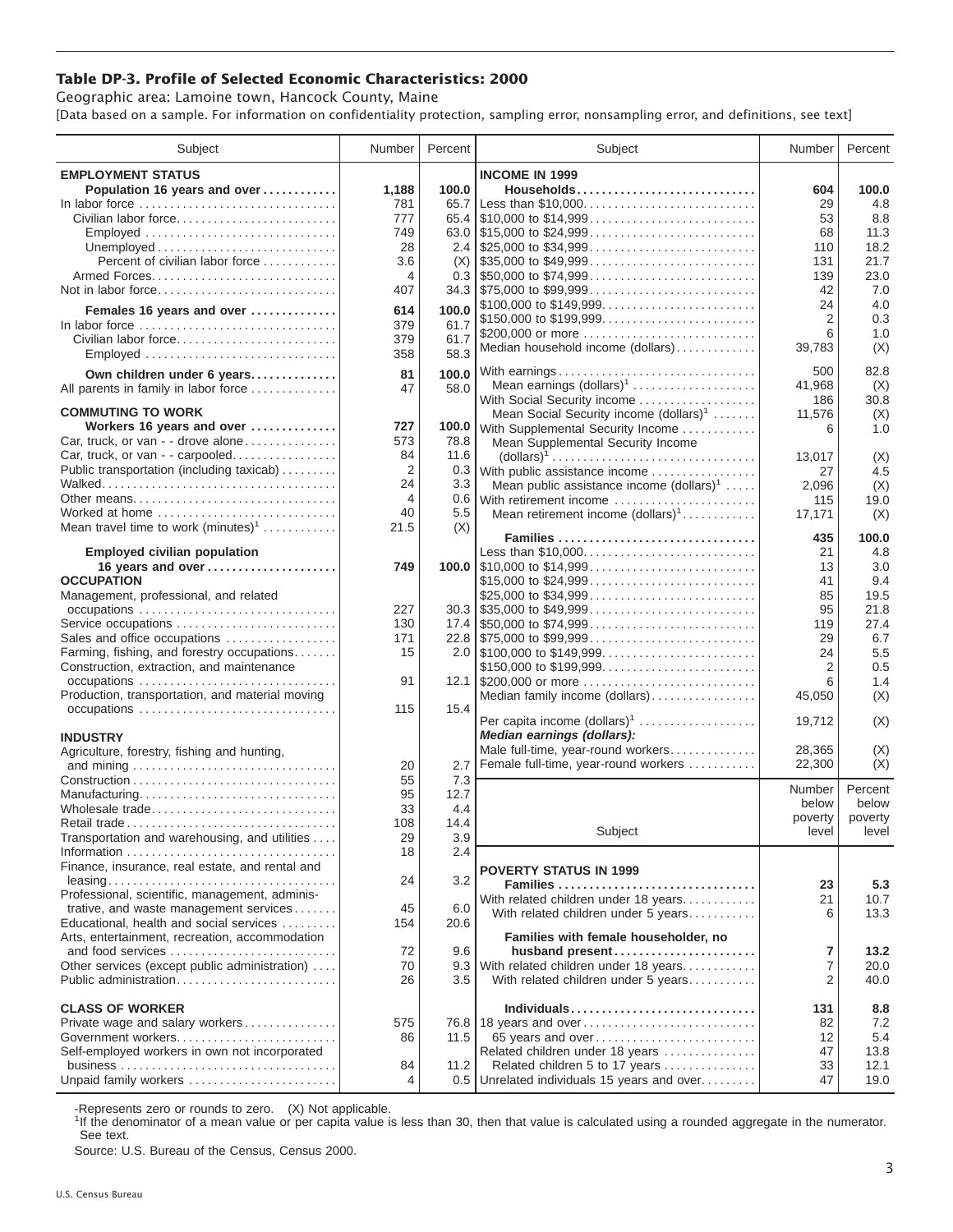# Table DP-3. Profile of Selected Economic Characteristics: 2000

Geographic area: Lamoine town, Hancock County, Maine

[Data based on a sample. For information on confidentiality protection, sampling error, nonsampling error, and definitions, see text]

| Subject | Number | Percent |
|---|---|---|
| **EMPLOYMENT STATUS** | | |
| **Population 16 years and over** | **1,188** | **100.0** |
| In labor force | 781 | 65.7 |
| Civilian labor force | 777 | 65.4 |
| Employed | 749 | 63.0 |
| Unemployed | 28 | 2.4 |
| Percent of civilian labor force | 3.6 | (X) |
| Armed Forces | 4 | 0.3 |
| Not in labor force | 407 | 34.3 |
| **Females 16 years and over** | **614** | **100.0** |
| In labor force | 379 | 61.7 |
| Civilian labor force | 379 | 61.7 |
| Employed | 358 | 58.3 |
| **Own children under 6 years** | **81** | **100.0** |
| All parents in family in labor force | 47 | 58.0 |
| **COMMUTING TO WORK** | | |
| **Workers 16 years and over** | **727** | **100.0** |
| Car, truck, or van - - drove alone | 573 | 78.8 |
| Car, truck, or van - - carpooled | 84 | 11.6 |
| Public transportation (including taxicab) | 2 | 0.3 |
| Walked | 24 | 3.3 |
| Other means | 4 | 0.6 |
| Worked at home | 40 | 5.5 |
| Mean travel time to work (minutes)[1] | 21.5 | (X) |
| **Employed civilian population 16 years and over** | **749** | **100.0** |
| **OCCUPATION** | | |
| Management, professional, and related occupations | 227 | 30.3 |
| Service occupations | 130 | 17.4 |
| Sales and office occupations | 171 | 22.8 |
| Farming, fishing, and forestry occupations | 15 | 2.0 |
| Construction, extraction, and maintenance occupations | 91 | 12.1 |
| Production, transportation, and material moving occupations | 115 | 15.4 |
| **INDUSTRY** | | |
| Agriculture, forestry, fishing and hunting, and mining | 20 | 2.7 |
| Construction | 55 | 7.3 |
| Manufacturing | 95 | 12.7 |
| Wholesale trade | 33 | 4.4 |
| Retail trade | 108 | 14.4 |
| Transportation and warehousing, and utilities | 29 | 3.9 |
| Information | 18 | 2.4 |
| Finance, insurance, real estate, and rental and leasing | 24 | 3.2 |
| Professional, scientific, management, administrative, and waste management services | 45 | 6.0 |
| Educational, health and social services | 154 | 20.6 |
| Arts, entertainment, recreation, accommodation and food services | 72 | 9.6 |
| Other services (except public administration) | 70 | 9.3 |
| Public administration | 26 | 3.5 |
| **CLASS OF WORKER** | | |
| Private wage and salary workers | 575 | 76.8 |
| Government workers | 86 | 11.5 |
| Self-employed workers in own not incorporated business | 84 | 11.2 |
| Unpaid family workers | 4 | 0.5 |

| Subject | Number | Percent |
|---|---|---|
| **INCOME IN 1999** | | |
| **Households** | **604** | **100.0** |
| Less than $10,000 | 29 | 4.8 |
| $10,000 to $14,999 | 53 | 8.8 |
| $15,000 to $24,999 | 68 | 11.3 |
| $25,000 to $34,999 | 110 | 18.2 |
| $35,000 to $49,999 | 131 | 21.7 |
| $50,000 to $74,999 | 139 | 23.0 |
| $75,000 to $99,999 | 42 | 7.0 |
| $100,000 to $149,999 | 24 | 4.0 |
| $150,000 to $199,999 | 2 | 0.3 |
| $200,000 or more | 6 | 1.0 |
| Median household income (dollars) | 39,783 | (X) |
| With earnings | 500 | 82.8 |
| Mean earnings (dollars)[1] | 41,968 | (X) |
| With Social Security income | 186 | 30.8 |
| Mean Social Security income (dollars)[1] | 11,576 | (X) |
| With Supplemental Security Income | 6 | 1.0 |
| Mean Supplemental Security Income (dollars)[1] | 13,017 | (X) |
| With public assistance income | 27 | 4.5 |
| Mean public assistance income (dollars)[1] | 2,096 | (X) |
| With retirement income | 115 | 19.0 |
| Mean retirement income (dollars)[1] | 17,171 | (X) |
| **Families** | **435** | **100.0** |
| Less than $10,000 | 21 | 4.8 |
| $10,000 to $14,999 | 13 | 3.0 |
| $15,000 to $24,999 | 41 | 9.4 |
| $25,000 to $34,999 | 85 | 19.5 |
| $35,000 to $49,999 | 95 | 21.8 |
| $50,000 to $74,999 | 119 | 27.4 |
| $75,000 to $99,999 | 29 | 6.7 |
| $100,000 to $149,999 | 24 | 5.5 |
| $150,000 to $199,999 | 2 | 0.5 |
| $200,000 or more | 6 | 1.4 |
| Median family income (dollars) | 45,050 | (X) |
| Per capita income (dollars)[1] | 19,712 | (X) |
| ***Median earnings (dollars):*** | | |
| Male full-time, year-round workers | 28,365 | (X) |
| Female full-time, year-round workers | 22,300 | (X) |

| Subject | Number below poverty level | Percent below poverty level |
|---|---|---|
| **POVERTY STATUS IN 1999** | | |
| **Families** | **23** | **5.3** |
| With related children under 18 years | 21 | 10.7 |
| With related children under 5 years | 6 | 13.3 |
| **Families with female householder, no husband present** | **7** | **13.2** |
| With related children under 18 years | 7 | 20.0 |
| With related children under 5 years | 2 | 40.0 |
| **Individuals** | **131** | **8.8** |
| 18 years and over | 82 | 7.2 |
| 65 years and over | 12 | 5.4 |
| Related children under 18 years | 47 | 13.8 |
| Related children 5 to 17 years | 33 | 12.1 |
| Unrelated individuals 15 years and over | 47 | 19.0 |

-Represents zero or rounds to zero. (X) Not applicable.

[1]If the denominator of a mean value or per capita value is less than 30, then that value is calculated using a rounded aggregate in the numerator. See text.

Source: U.S. Bureau of the Census, Census 2000.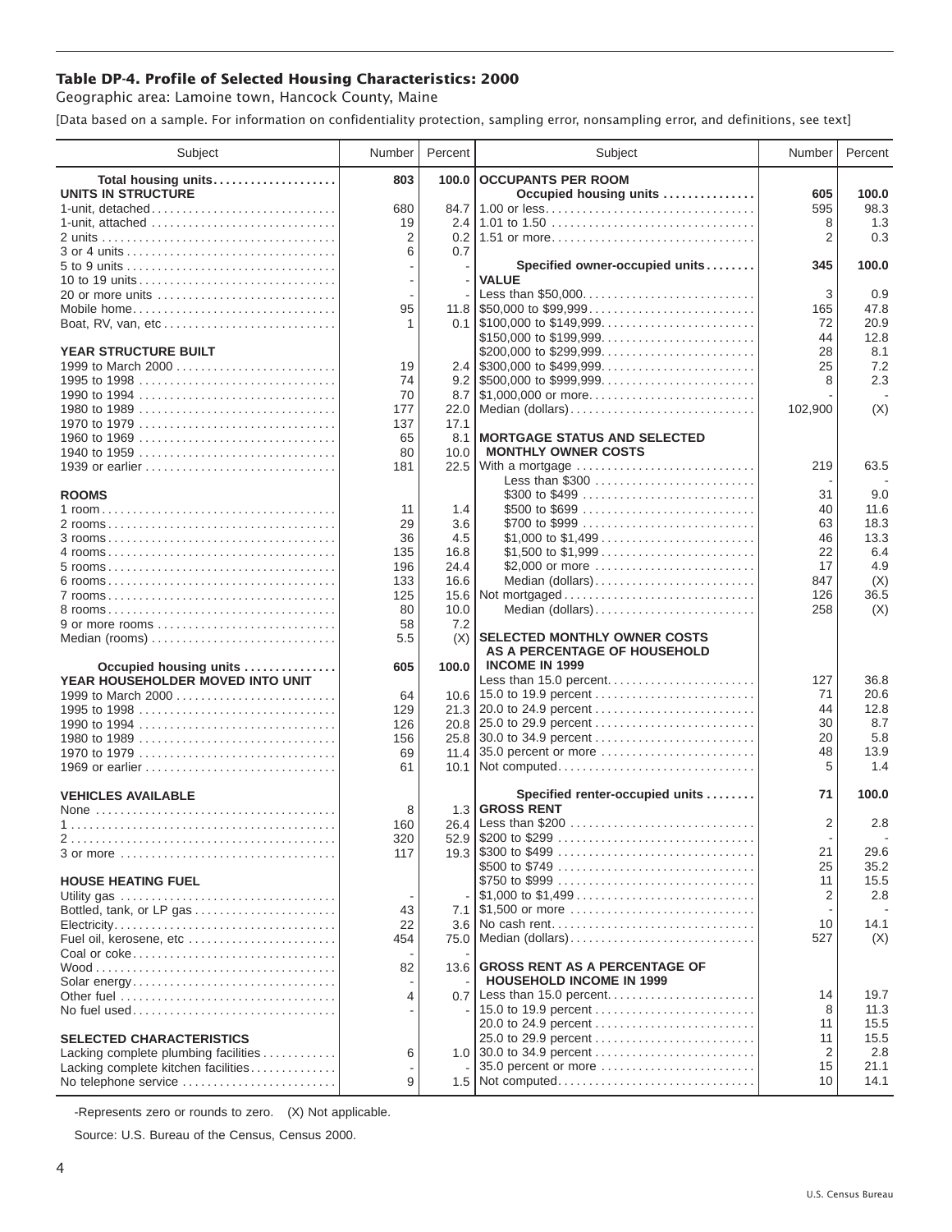## Table DP-4. Profile of Selected Housing Characteristics: 2000

Geographic area: Lamoine town, Hancock County, Maine

[Data based on a sample. For information on confidentiality protection, sampling error, nonsampling error, and definitions, see text]

| Subject | Number | Percent | Subject | Number | Percent |
|---|---|---|---|---|---|
| **Total housing units** | **803** | **100.0** | **OCCUPANTS PER ROOM** | | |
| **UNITS IN STRUCTURE** | | | **Occupied housing units** | **605** | **100.0** |
| 1-unit, detached | 680 | 84.7 | 1.00 or less | 595 | 98.3 |
| 1-unit, attached | 19 | 2.4 | 1.01 to 1.50 | 8 | 1.3 |
| 2 units | 2 | 0.2 | 1.51 or more | 2 | 0.3 |
| 3 or 4 units | 6 | 0.7 | | | |
| 5 to 9 units | - | - | **Specified owner-occupied units** | **345** | **100.0** |
| 10 to 19 units | - | - | **VALUE** | | |
| 20 or more units | - | - | Less than $50,000 | 3 | 0.9 |
| Mobile home | 95 | 11.8 | $50,000 to $99,999 | 165 | 47.8 |
| Boat, RV, van, etc | 1 | 0.1 | $100,000 to $149,999 | 72 | 20.9 |
| | | | $150,000 to $199,999 | 44 | 12.8 |
| **YEAR STRUCTURE BUILT** | | | $200,000 to $299,999 | 28 | 8.1 |
| 1999 to March 2000 | 19 | 2.4 | $300,000 to $499,999 | 25 | 7.2 |
| 1995 to 1998 | 74 | 9.2 | $500,000 to $999,999 | 8 | 2.3 |
| 1990 to 1994 | 70 | 8.7 | $1,000,000 or more | - | - |
| 1980 to 1989 | 177 | 22.0 | Median (dollars) | 102,900 | (X) |
| 1970 to 1979 | 137 | 17.1 | | | |
| 1960 to 1969 | 65 | 8.1 | **MORTGAGE STATUS AND SELECTED MONTHLY OWNER COSTS** | | |
| 1940 to 1959 | 80 | 10.0 | | | |
| 1939 or earlier | 181 | 22.5 | With a mortgage | 219 | 63.5 |
| | | | Less than $300 | - | - |
| **ROOMS** | | | $300 to $499 | 31 | 9.0 |
| 1 room | 11 | 1.4 | $500 to $699 | 40 | 11.6 |
| 2 rooms | 29 | 3.6 | $700 to $999 | 63 | 18.3 |
| 3 rooms | 36 | 4.5 | $1,000 to $1,499 | 46 | 13.3 |
| 4 rooms | 135 | 16.8 | $1,500 to $1,999 | 22 | 6.4 |
| 5 rooms | 196 | 24.4 | $2,000 or more | 17 | 4.9 |
| 6 rooms | 133 | 16.6 | Median (dollars) | 847 | (X) |
| 7 rooms | 125 | 15.6 | Not mortgaged | 126 | 36.5 |
| 8 rooms | 80 | 10.0 | Median (dollars) | 258 | (X) |
| 9 or more rooms | 58 | 7.2 | | | |
| Median (rooms) | 5.5 | (X) | **SELECTED MONTHLY OWNER COSTS AS A PERCENTAGE OF HOUSEHOLD INCOME IN 1999** | | |
| **Occupied housing units** | **605** | **100.0** | | | |
| **YEAR HOUSEHOLDER MOVED INTO UNIT** | | | Less than 15.0 percent | 127 | 36.8 |
| 1999 to March 2000 | 64 | 10.6 | 15.0 to 19.9 percent | 71 | 20.6 |
| 1995 to 1998 | 129 | 21.3 | 20.0 to 24.9 percent | 44 | 12.8 |
| 1990 to 1994 | 126 | 20.8 | 25.0 to 29.9 percent | 30 | 8.7 |
| 1980 to 1989 | 156 | 25.8 | 30.0 to 34.9 percent | 20 | 5.8 |
| 1970 to 1979 | 69 | 11.4 | 35.0 percent or more | 48 | 13.9 |
| 1969 or earlier | 61 | 10.1 | Not computed | 5 | 1.4 |
| **VEHICLES AVAILABLE** | | | **Specified renter-occupied units** | **71** | **100.0** |
| None | 8 | 1.3 | **GROSS RENT** | | |
| 1 | 160 | 26.4 | Less than $200 | 2 | 2.8 |
| 2 | 320 | 52.9 | $200 to $299 | - | - |
| 3 or more | 117 | 19.3 | $300 to $499 | 21 | 29.6 |
| | | | $500 to $749 | 25 | 35.2 |
| **HOUSE HEATING FUEL** | | | $750 to $999 | 11 | 15.5 |
| Utility gas | - | - | $1,000 to $1,499 | 2 | 2.8 |
| Bottled, tank, or LP gas | 43 | 7.1 | $1,500 or more | - | - |
| Electricity | 22 | 3.6 | No cash rent | 10 | 14.1 |
| Fuel oil, kerosene, etc | 454 | 75.0 | Median (dollars) | 527 | (X) |
| Coal or coke | - | - | | | |
| Wood | 82 | 13.6 | **GROSS RENT AS A PERCENTAGE OF HOUSEHOLD INCOME IN 1999** | | |
| Solar energy | - | - | | | |
| Other fuel | 4 | 0.7 | Less than 15.0 percent | 14 | 19.7 |
| No fuel used | - | - | 15.0 to 19.9 percent | 8 | 11.3 |
| | | | 20.0 to 24.9 percent | 11 | 15.5 |
| **SELECTED CHARACTERISTICS** | | | 25.0 to 29.9 percent | 11 | 15.5 |
| Lacking complete plumbing facilities | 6 | 1.0 | 30.0 to 34.9 percent | 2 | 2.8 |
| Lacking complete kitchen facilities | - | - | 35.0 percent or more | 15 | 21.1 |
| No telephone service | 9 | 1.5 | Not computed | 10 | 14.1 |

-Represents zero or rounds to zero. (X) Not applicable.

Source: U.S. Bureau of the Census, Census 2000.